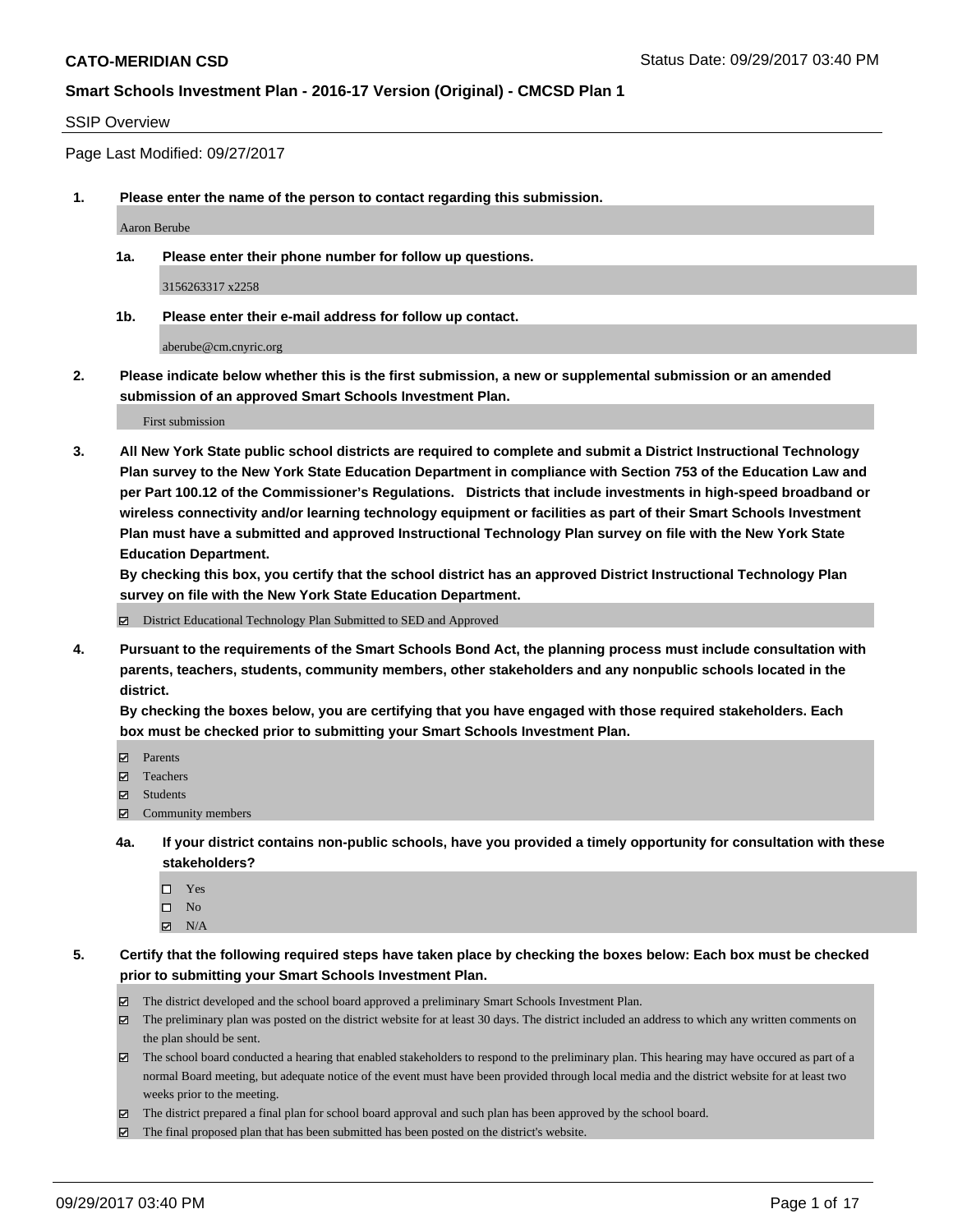**CATO-MERIDIAN CSD** Status Date: 09/29/2017 03:40 PM

**Smart Schools Investment Plan - 2016-17 Version (Original) - CMCSD Plan 1**

SSIP Overview

Page Last Modified: 09/27/2017

**1. Please enter the name of the person to contact regarding this submission.**

Aaron Berube

**1a. Please enter their phone number for follow up questions.**

3156263317 x2258

**1b. Please enter their e-mail address for follow up contact.**

aberube@cm.cnyric.org

**2. Please indicate below whether this is the first submission, a new or supplemental submission or an amended submission of an approved Smart Schools Investment Plan.**

First submission

**3. All New York State public school districts are required to complete and submit a District Instructional Technology Plan survey to the New York State Education Department in compliance with Section 753 of the Education Law and per Part 100.12 of the Commissioner's Regulations. Districts that include investments in high-speed broadband or wireless connectivity and/or learning technology equipment or facilities as part of their Smart Schools Investment Plan must have a submitted and approved Instructional Technology Plan survey on file with the New York State Education Department.**
**By checking this box, you certify that the school district has an approved District Instructional Technology Plan survey on file with the New York State Education Department.**

- ☑ District Educational Technology Plan Submitted to SED and Approved

**4. Pursuant to the requirements of the Smart Schools Bond Act, the planning process must include consultation with parents, teachers, students, community members, other stakeholders and any nonpublic schools located in the district.**
**By checking the boxes below, you are certifying that you have engaged with those required stakeholders. Each box must be checked prior to submitting your Smart Schools Investment Plan.**

- ☑ Parents
- ☑ Teachers
- ☑ Students
- ☑ Community members

**4a. If your district contains non-public schools, have you provided a timely opportunity for consultation with these stakeholders?**

- ☐ Yes
- ☐ No
- ☑ N/A

**5. Certify that the following required steps have taken place by checking the boxes below: Each box must be checked prior to submitting your Smart Schools Investment Plan.**

- ☑ The district developed and the school board approved a preliminary Smart Schools Investment Plan.
- ☑ The preliminary plan was posted on the district website for at least 30 days. The district included an address to which any written comments on the plan should be sent.
- ☑ The school board conducted a hearing that enabled stakeholders to respond to the preliminary plan. This hearing may have occured as part of a normal Board meeting, but adequate notice of the event must have been provided through local media and the district website for at least two weeks prior to the meeting.
- ☑ The district prepared a final plan for school board approval and such plan has been approved by the school board.
- ☑ The final proposed plan that has been submitted has been posted on the district's website.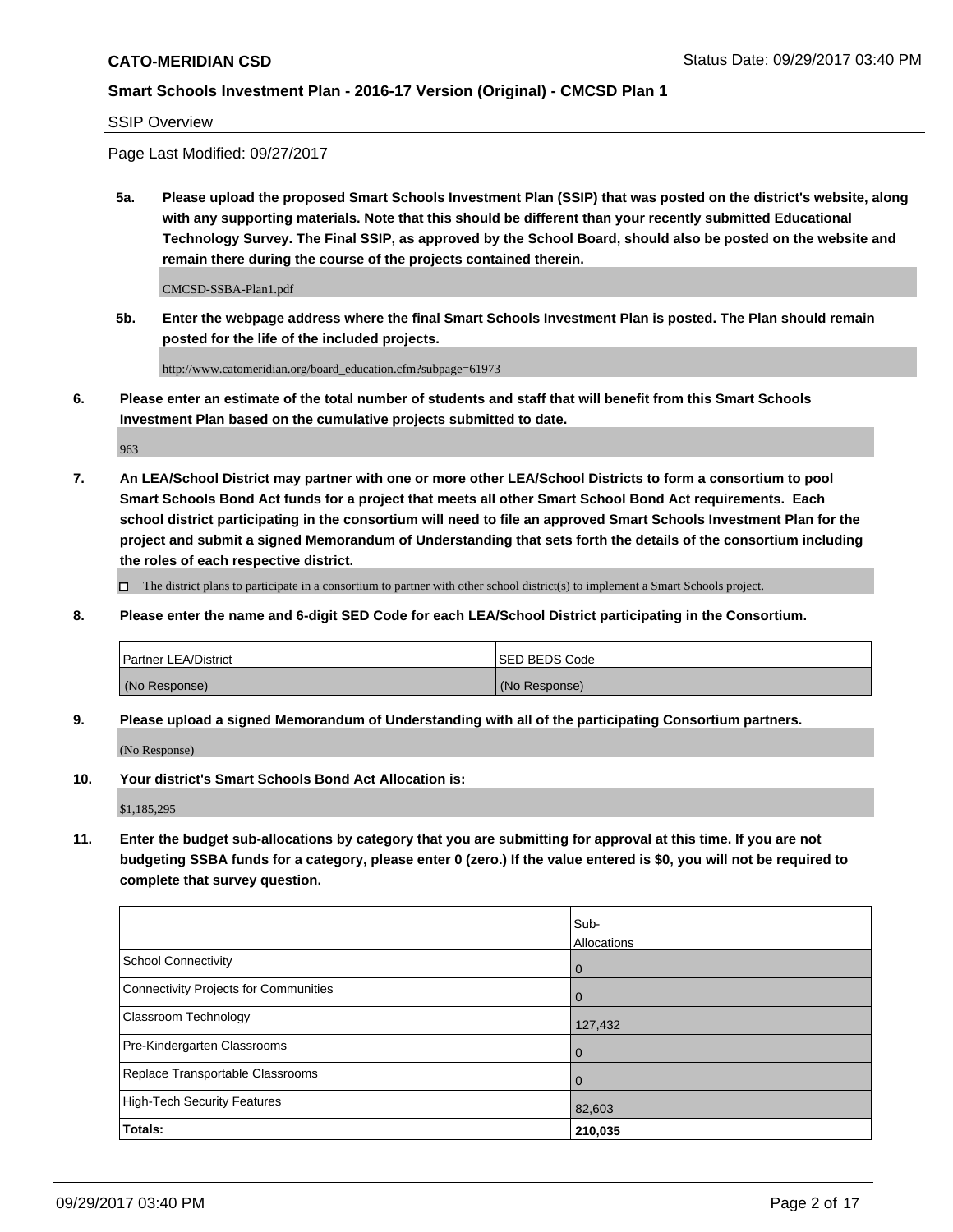SSIP Overview

Page Last Modified: 09/27/2017

**5a. Please upload the proposed Smart Schools Investment Plan (SSIP) that was posted on the district's website, along with any supporting materials. Note that this should be different than your recently submitted Educational Technology Survey. The Final SSIP, as approved by the School Board, should also be posted on the website and remain there during the course of the projects contained therein.**

CMCSD-SSBA-Plan1.pdf

**5b. Enter the webpage address where the final Smart Schools Investment Plan is posted. The Plan should remain posted for the life of the included projects.**

http://www.catomeridian.org/board_education.cfm?subpage=61973

**6. Please enter an estimate of the total number of students and staff that will benefit from this Smart Schools Investment Plan based on the cumulative projects submitted to date.**

963

**7. An LEA/School District may partner with one or more other LEA/School Districts to form a consortium to pool Smart Schools Bond Act funds for a project that meets all other Smart School Bond Act requirements. Each school district participating in the consortium will need to file an approved Smart Schools Investment Plan for the project and submit a signed Memorandum of Understanding that sets forth the details of the consortium including the roles of each respective district.**

☐ The district plans to participate in a consortium to partner with other school district(s) to implement a Smart Schools project.

**8. Please enter the name and 6-digit SED Code for each LEA/School District participating in the Consortium.**

| Partner LEA/District | SED BEDS Code |
|---|---|
| (No Response) | (No Response) |

**9. Please upload a signed Memorandum of Understanding with all of the participating Consortium partners.**

(No Response)

**10. Your district's Smart Schools Bond Act Allocation is:**

$1,185,295

**11. Enter the budget sub-allocations by category that you are submitting for approval at this time. If you are not budgeting SSBA funds for a category, please enter 0 (zero.) If the value entered is $0, you will not be required to complete that survey question.**

| | Sub-Allocations |
|---|---|
| School Connectivity | 0 |
| Connectivity Projects for Communities | 0 |
| Classroom Technology | 127,432 |
| Pre-Kindergarten Classrooms | 0 |
| Replace Transportable Classrooms | 0 |
| High-Tech Security Features | 82,603 |
| **Totals:** | **210,035** |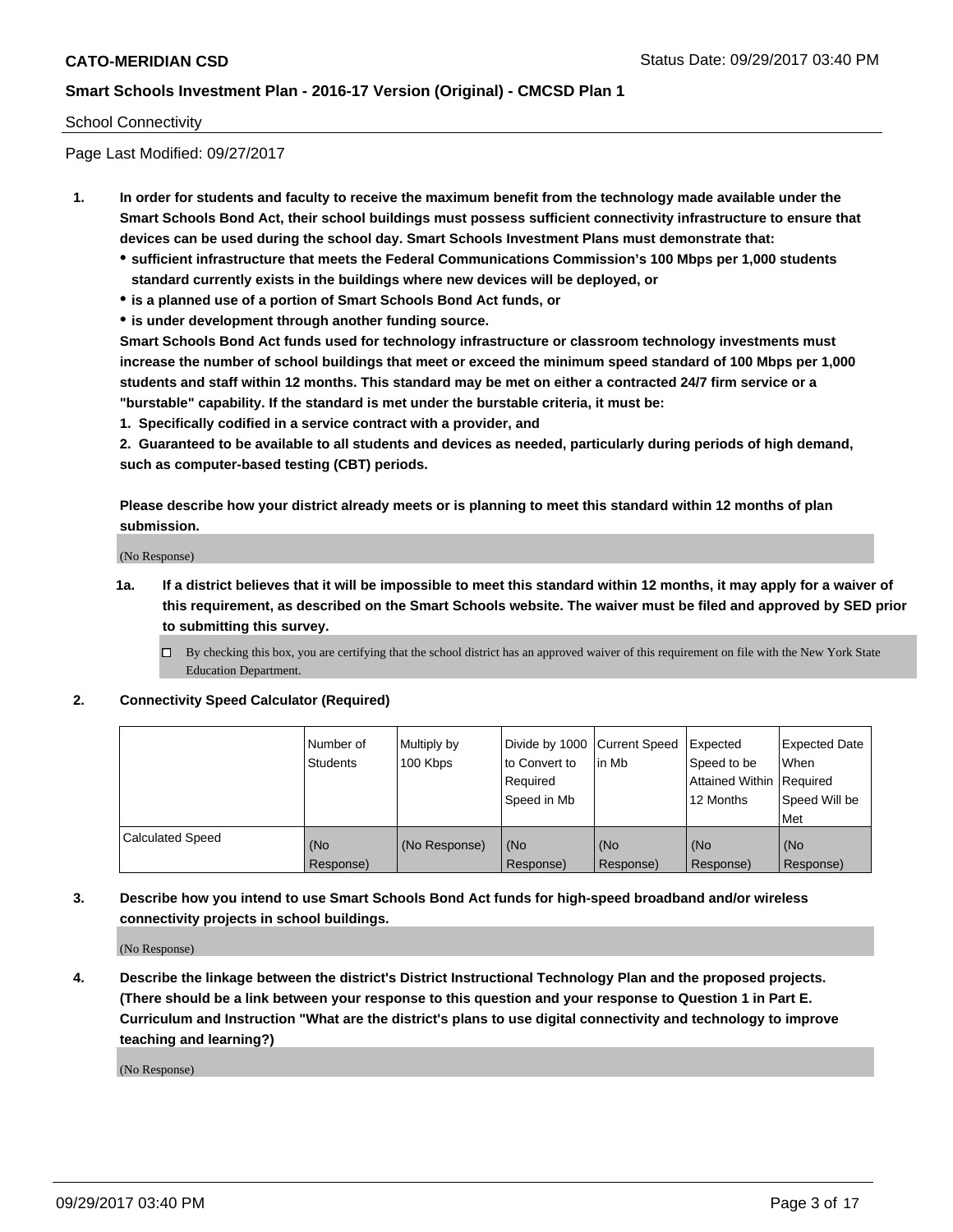School Connectivity

Page Last Modified: 09/27/2017

1. **In order for students and faculty to receive the maximum benefit from the technology made available under the Smart Schools Bond Act, their school buildings must possess sufficient connectivity infrastructure to ensure that devices can be used during the school day. Smart Schools Investment Plans must demonstrate that:**
   - **sufficient infrastructure that meets the Federal Communications Commission's 100 Mbps per 1,000 students standard currently exists in the buildings where new devices will be deployed, or**
   - **is a planned use of a portion of Smart Schools Bond Act funds, or**
   - **is under development through another funding source.**

   **Smart Schools Bond Act funds used for technology infrastructure or classroom technology investments must increase the number of school buildings that meet or exceed the minimum speed standard of 100 Mbps per 1,000 students and staff within 12 months. This standard may be met on either a contracted 24/7 firm service or a "burstable" capability. If the standard is met under the burstable criteria, it must be:**

   **1. Specifically codified in a service contract with a provider, and**

   **2. Guaranteed to be available to all students and devices as needed, particularly during periods of high demand, such as computer-based testing (CBT) periods.**

   **Please describe how your district already meets or is planning to meet this standard within 12 months of plan submission.**

   (No Response)

   **1a. If a district believes that it will be impossible to meet this standard within 12 months, it may apply for a waiver of this requirement, as described on the Smart Schools website. The waiver must be filed and approved by SED prior to submitting this survey.**

   ☐ By checking this box, you are certifying that the school district has an approved waiver of this requirement on file with the New York State Education Department.

2. **Connectivity Speed Calculator (Required)**

| | Number of Students | Multiply by 100 Kbps | Divide by 1000 to Convert to Required Speed in Mb | Current Speed in Mb | Expected Speed to be Attained Within 12 Months | Expected Date When Required Speed Will be Met |
|---|---|---|---|---|---|---|
| Calculated Speed | (No Response) | (No Response) | (No Response) | (No Response) | (No Response) | (No Response) |

3. **Describe how you intend to use Smart Schools Bond Act funds for high-speed broadband and/or wireless connectivity projects in school buildings.**

   (No Response)

4. **Describe the linkage between the district's District Instructional Technology Plan and the proposed projects. (There should be a link between your response to this question and your response to Question 1 in Part E. Curriculum and Instruction "What are the district's plans to use digital connectivity and technology to improve teaching and learning?)**

   (No Response)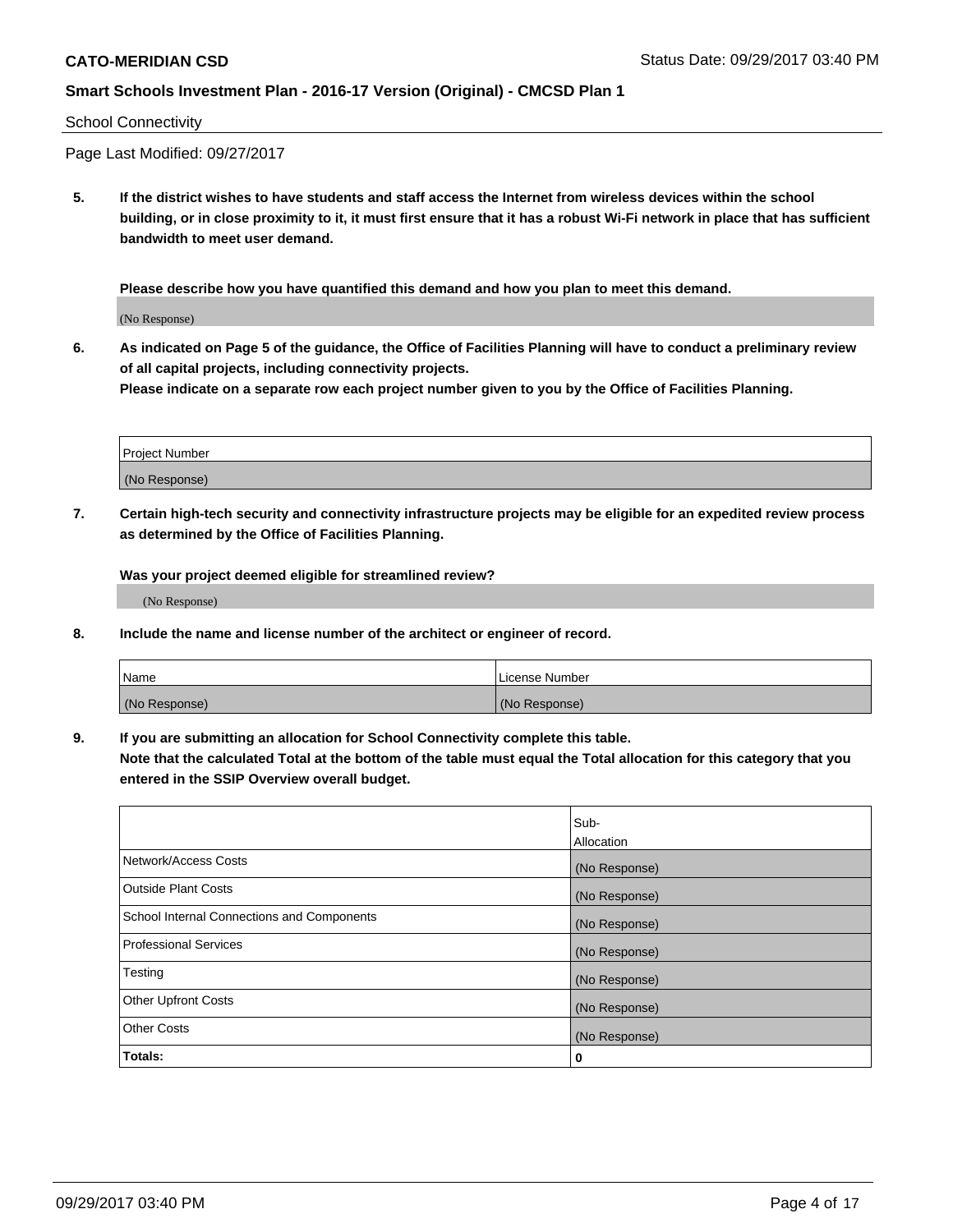School Connectivity

Page Last Modified: 09/27/2017

**5. If the district wishes to have students and staff access the Internet from wireless devices within the school building, or in close proximity to it, it must first ensure that it has a robust Wi-Fi network in place that has sufficient bandwidth to meet user demand.**

**Please describe how you have quantified this demand and how you plan to meet this demand.**

(No Response)

**6. As indicated on Page 5 of the guidance, the Office of Facilities Planning will have to conduct a preliminary review of all capital projects, including connectivity projects.**
**Please indicate on a separate row each project number given to you by the Office of Facilities Planning.**

| Project Number |
|---|
| (No Response) |

**7. Certain high-tech security and connectivity infrastructure projects may be eligible for an expedited review process as determined by the Office of Facilities Planning.**

**Was your project deemed eligible for streamlined review?**

(No Response)

**8. Include the name and license number of the architect or engineer of record.**

| Name | License Number |
|---|---|
| (No Response) | (No Response) |

**9. If you are submitting an allocation for School Connectivity complete this table.**
**Note that the calculated Total at the bottom of the table must equal the Total allocation for this category that you entered in the SSIP Overview overall budget.**

| | Sub-Allocation |
|---|---|
| Network/Access Costs | (No Response) |
| Outside Plant Costs | (No Response) |
| School Internal Connections and Components | (No Response) |
| Professional Services | (No Response) |
| Testing | (No Response) |
| Other Upfront Costs | (No Response) |
| Other Costs | (No Response) |
| **Totals:** | **0** |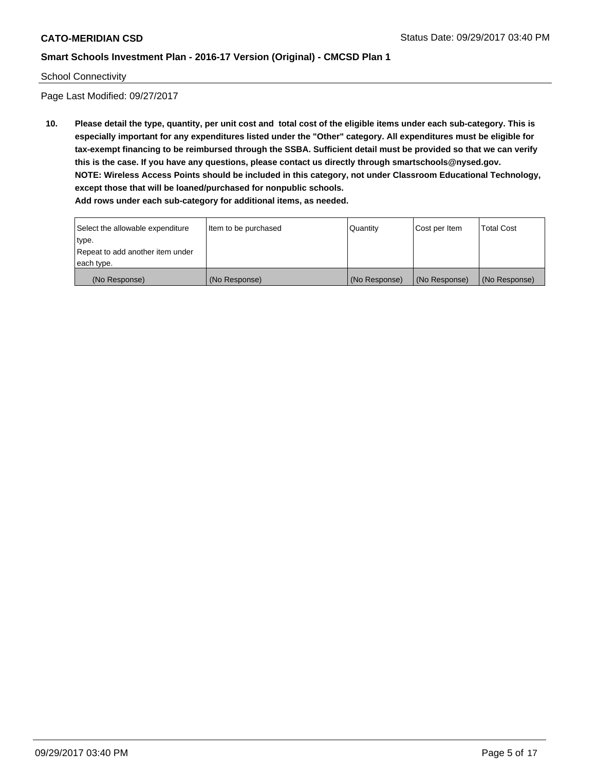School Connectivity

Page Last Modified: 09/27/2017

**10. Please detail the type, quantity, per unit cost and total cost of the eligible items under each sub-category. This is especially important for any expenditures listed under the "Other" category. All expenditures must be eligible for tax-exempt financing to be reimbursed through the SSBA. Sufficient detail must be provided so that we can verify this is the case. If you have any questions, please contact us directly through smartschools@nysed.gov.**
**NOTE: Wireless Access Points should be included in this category, not under Classroom Educational Technology, except those that will be loaned/purchased for nonpublic schools.**
**Add rows under each sub-category for additional items, as needed.**

| Select the allowable expenditure type. Repeat to add another item under each type. | Item to be purchased | Quantity | Cost per Item | Total Cost |
|---|---|---|---|---|
| (No Response) | (No Response) | (No Response) | (No Response) | (No Response) |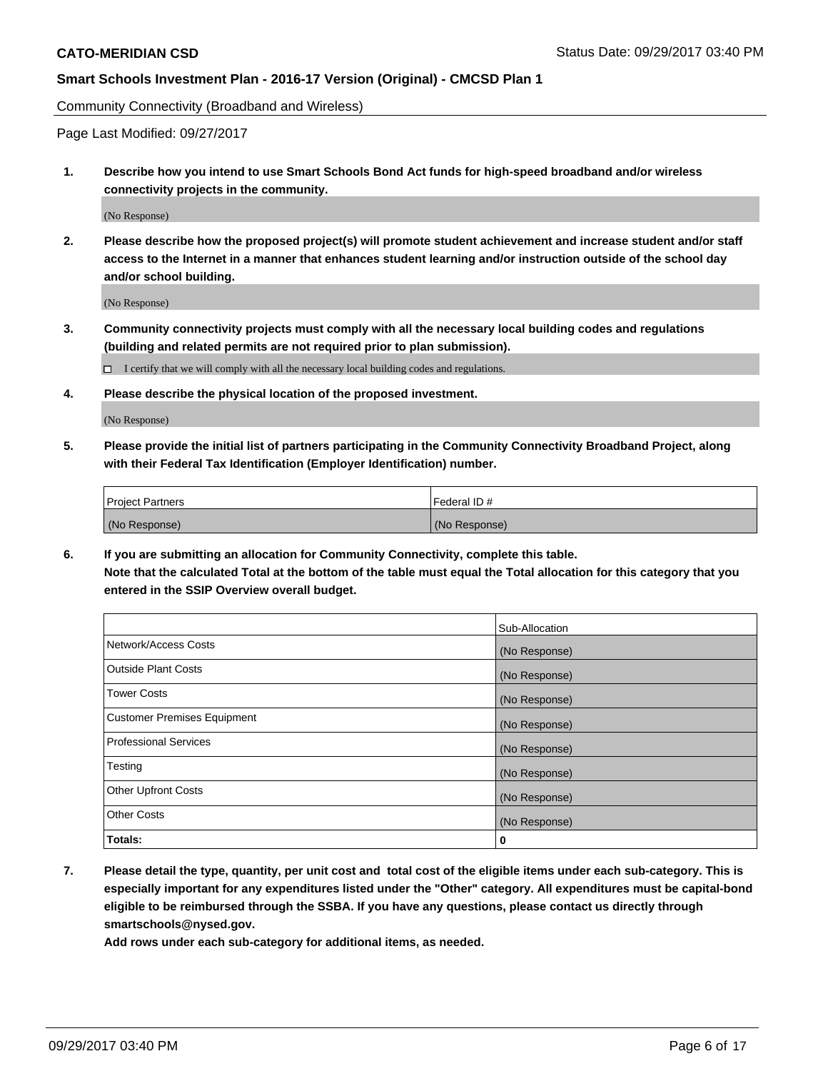Community Connectivity (Broadband and Wireless)

Page Last Modified: 09/27/2017

**1. Describe how you intend to use Smart Schools Bond Act funds for high-speed broadband and/or wireless connectivity projects in the community.**

(No Response)

**2. Please describe how the proposed project(s) will promote student achievement and increase student and/or staff access to the Internet in a manner that enhances student learning and/or instruction outside of the school day and/or school building.**

(No Response)

**3. Community connectivity projects must comply with all the necessary local building codes and regulations (building and related permits are not required prior to plan submission).**

☐ I certify that we will comply with all the necessary local building codes and regulations.

**4. Please describe the physical location of the proposed investment.**

(No Response)

**5. Please provide the initial list of partners participating in the Community Connectivity Broadband Project, along with their Federal Tax Identification (Employer Identification) number.**

| Project Partners | Federal ID # |
|---|---|
| (No Response) | (No Response) |

**6. If you are submitting an allocation for Community Connectivity, complete this table.**
**Note that the calculated Total at the bottom of the table must equal the Total allocation for this category that you entered in the SSIP Overview overall budget.**

| | Sub-Allocation |
|---|---|
| Network/Access Costs | (No Response) |
| Outside Plant Costs | (No Response) |
| Tower Costs | (No Response) |
| Customer Premises Equipment | (No Response) |
| Professional Services | (No Response) |
| Testing | (No Response) |
| Other Upfront Costs | (No Response) |
| Other Costs | (No Response) |
| **Totals:** | **0** |

**7. Please detail the type, quantity, per unit cost and total cost of the eligible items under each sub-category. This is especially important for any expenditures listed under the "Other" category. All expenditures must be capital-bond eligible to be reimbursed through the SSBA. If you have any questions, please contact us directly through smartschools@nysed.gov.**

**Add rows under each sub-category for additional items, as needed.**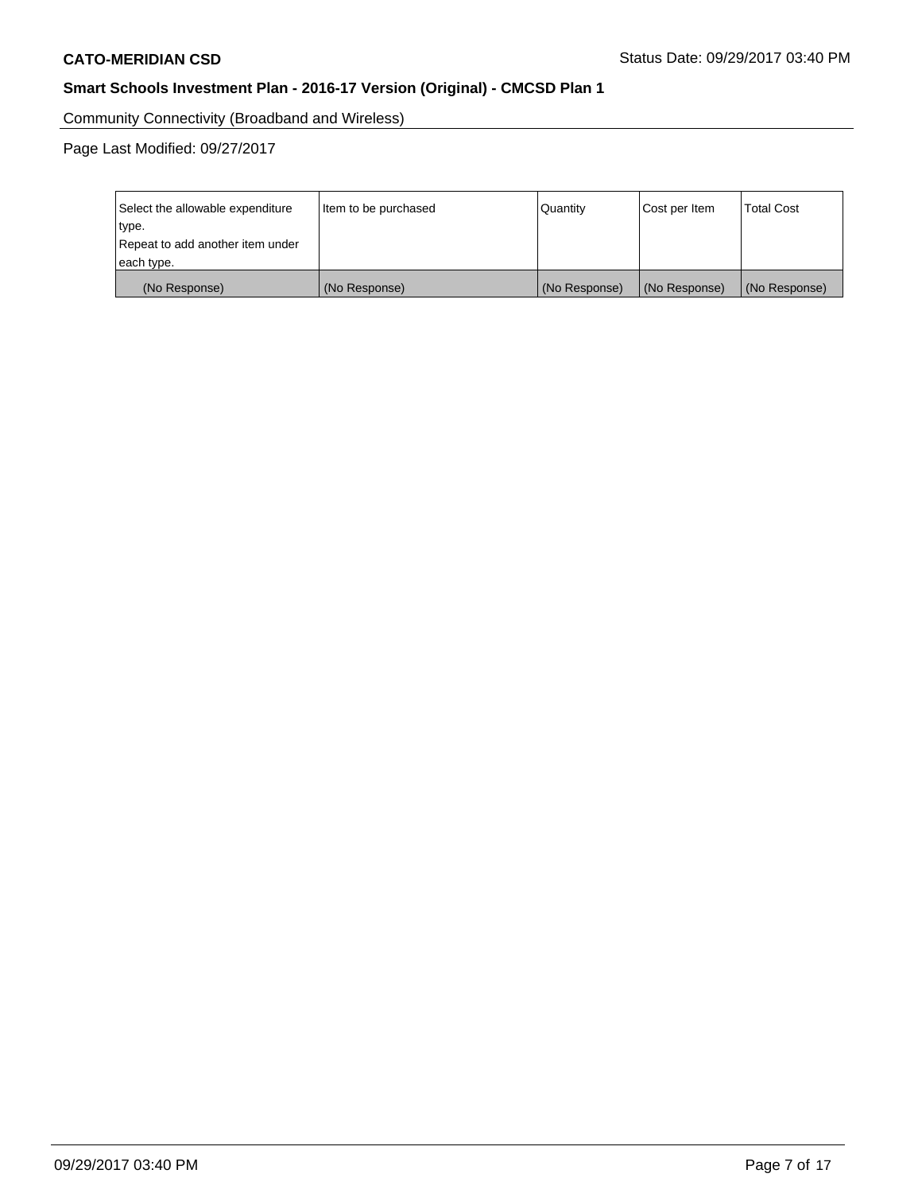Community Connectivity (Broadband and Wireless)

Page Last Modified: 09/27/2017

| Select the allowable expenditure type. Repeat to add another item under each type. | Item to be purchased | Quantity | Cost per Item | Total Cost |
|---|---|---|---|---|
| (No Response) | (No Response) | (No Response) | (No Response) | (No Response) |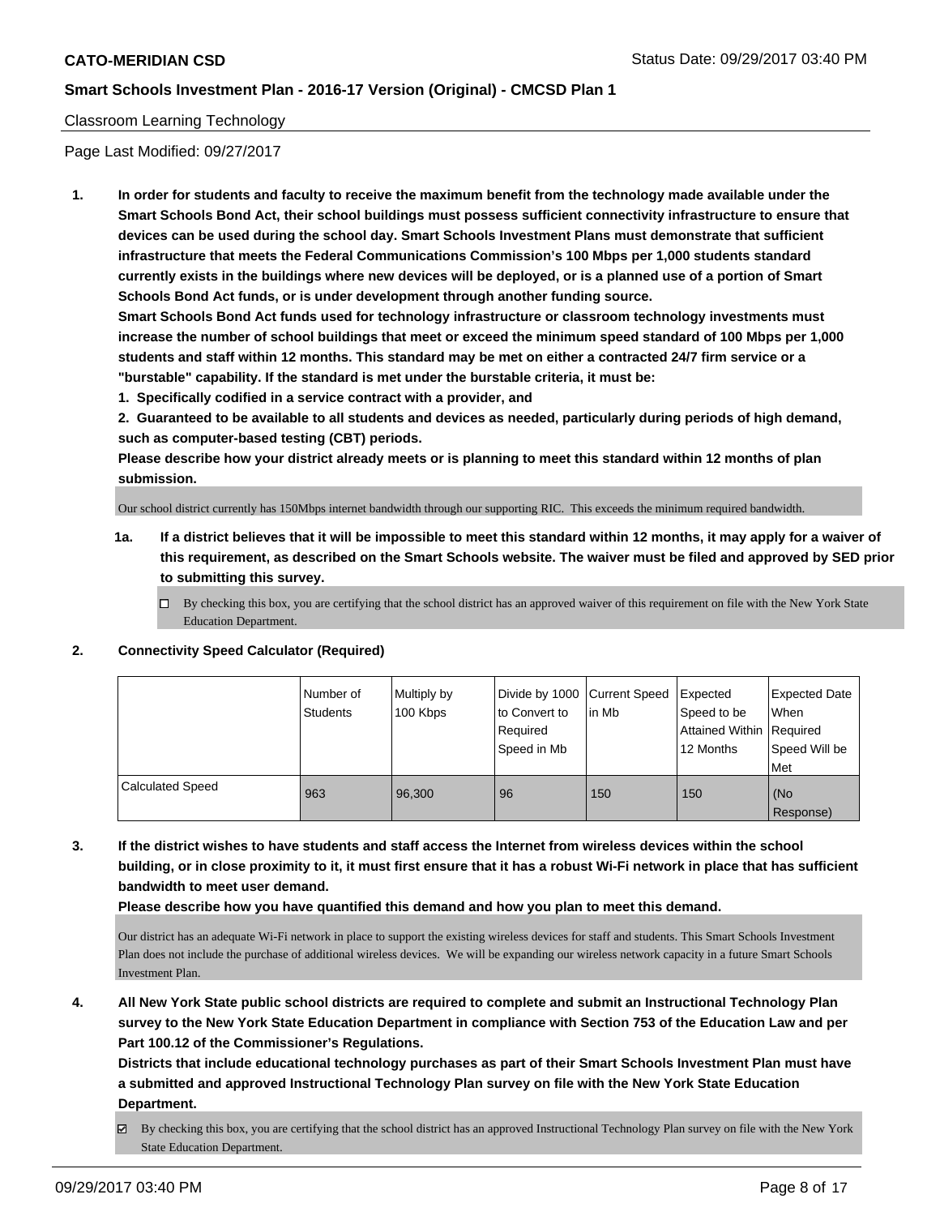Classroom Learning Technology

Page Last Modified: 09/27/2017

**1. In order for students and faculty to receive the maximum benefit from the technology made available under the Smart Schools Bond Act, their school buildings must possess sufficient connectivity infrastructure to ensure that devices can be used during the school day. Smart Schools Investment Plans must demonstrate that sufficient infrastructure that meets the Federal Communications Commission's 100 Mbps per 1,000 students standard currently exists in the buildings where new devices will be deployed, or is a planned use of a portion of Smart Schools Bond Act funds, or is under development through another funding source.**

**Smart Schools Bond Act funds used for technology infrastructure or classroom technology investments must increase the number of school buildings that meet or exceed the minimum speed standard of 100 Mbps per 1,000 students and staff within 12 months. This standard may be met on either a contracted 24/7 firm service or a "burstable" capability. If the standard is met under the burstable criteria, it must be:**

**1. Specifically codified in a service contract with a provider, and**

**2. Guaranteed to be available to all students and devices as needed, particularly during periods of high demand, such as computer-based testing (CBT) periods.**

**Please describe how your district already meets or is planning to meet this standard within 12 months of plan submission.**

Our school district currently has 150Mbps internet bandwidth through our supporting RIC. This exceeds the minimum required bandwidth.

**1a. If a district believes that it will be impossible to meet this standard within 12 months, it may apply for a waiver of this requirement, as described on the Smart Schools website. The waiver must be filed and approved by SED prior to submitting this survey.**

☐ By checking this box, you are certifying that the school district has an approved waiver of this requirement on file with the New York State Education Department.

**2. Connectivity Speed Calculator (Required)**

| | Number of Students | Multiply by 100 Kbps | Divide by 1000 to Convert to Required Speed in Mb | Current Speed in Mb | Expected Speed to be Attained Within 12 Months | Expected Date When Required Speed Will be Met |
|---|---|---|---|---|---|---|
| Calculated Speed | 963 | 96,300 | 96 | 150 | 150 | (No Response) |

**3. If the district wishes to have students and staff access the Internet from wireless devices within the school building, or in close proximity to it, it must first ensure that it has a robust Wi-Fi network in place that has sufficient bandwidth to meet user demand.**

**Please describe how you have quantified this demand and how you plan to meet this demand.**

Our district has an adequate Wi-Fi network in place to support the existing wireless devices for staff and students. This Smart Schools Investment Plan does not include the purchase of additional wireless devices. We will be expanding our wireless network capacity in a future Smart Schools Investment Plan.

**4. All New York State public school districts are required to complete and submit an Instructional Technology Plan survey to the New York State Education Department in compliance with Section 753 of the Education Law and per Part 100.12 of the Commissioner's Regulations.**

**Districts that include educational technology purchases as part of their Smart Schools Investment Plan must have a submitted and approved Instructional Technology Plan survey on file with the New York State Education Department.**

☑ By checking this box, you are certifying that the school district has an approved Instructional Technology Plan survey on file with the New York State Education Department.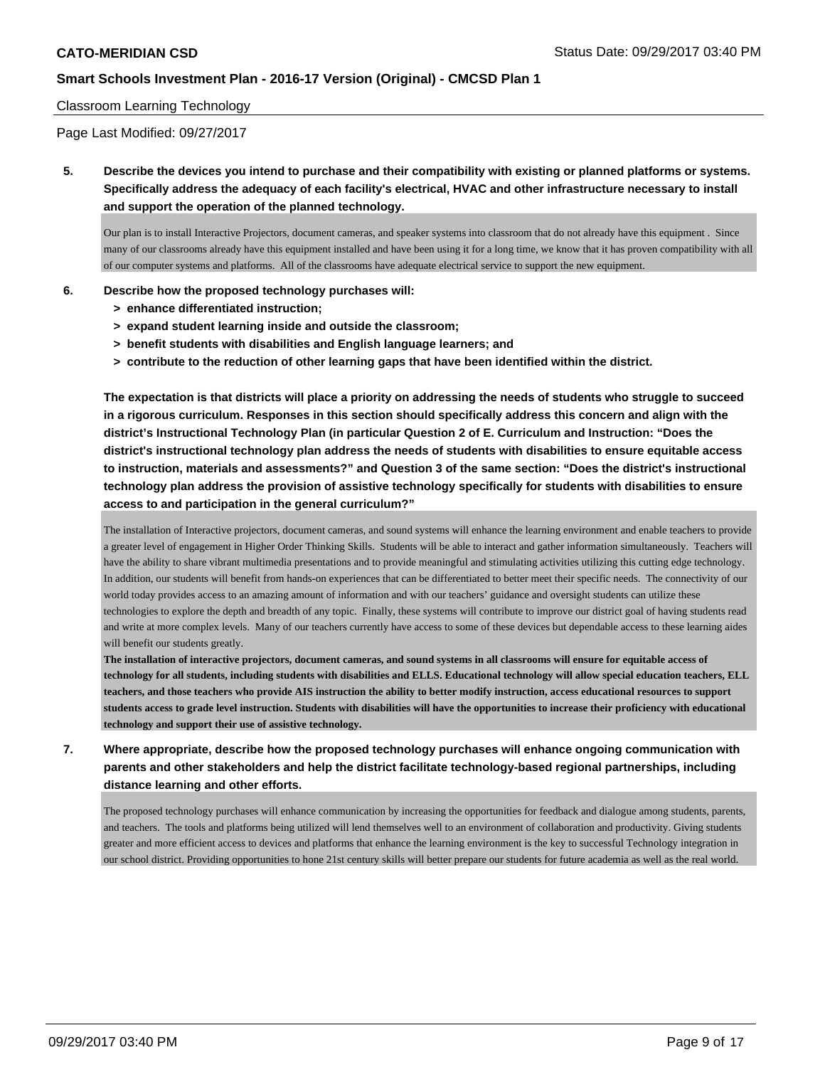Classroom Learning Technology

Page Last Modified: 09/27/2017

**5. Describe the devices you intend to purchase and their compatibility with existing or planned platforms or systems. Specifically address the adequacy of each facility's electrical, HVAC and other infrastructure necessary to install and support the operation of the planned technology.**

Our plan is to install Interactive Projectors, document cameras, and speaker systems into classroom that do not already have this equipment . Since many of our classrooms already have this equipment installed and have been using it for a long time, we know that it has proven compatibility with all of our computer systems and platforms. All of the classrooms have adequate electrical service to support the new equipment.

**6. Describe how the proposed technology purchases will:**
- **> enhance differentiated instruction;**
- **> expand student learning inside and outside the classroom;**
- **> benefit students with disabilities and English language learners; and**
- **> contribute to the reduction of other learning gaps that have been identified within the district.**

**The expectation is that districts will place a priority on addressing the needs of students who struggle to succeed in a rigorous curriculum. Responses in this section should specifically address this concern and align with the district's Instructional Technology Plan (in particular Question 2 of E. Curriculum and Instruction: "Does the district's instructional technology plan address the needs of students with disabilities to ensure equitable access to instruction, materials and assessments?" and Question 3 of the same section: "Does the district's instructional technology plan address the provision of assistive technology specifically for students with disabilities to ensure access to and participation in the general curriculum?"**

The installation of Interactive projectors, document cameras, and sound systems will enhance the learning environment and enable teachers to provide a greater level of engagement in Higher Order Thinking Skills. Students will be able to interact and gather information simultaneously. Teachers will have the ability to share vibrant multimedia presentations and to provide meaningful and stimulating activities utilizing this cutting edge technology. In addition, our students will benefit from hands-on experiences that can be differentiated to better meet their specific needs. The connectivity of our world today provides access to an amazing amount of information and with our teachers' guidance and oversight students can utilize these technologies to explore the depth and breadth of any topic. Finally, these systems will contribute to improve our district goal of having students read and write at more complex levels. Many of our teachers currently have access to some of these devices but dependable access to these learning aides will benefit our students greatly.

**The installation of interactive projectors, document cameras, and sound systems in all classrooms will ensure for equitable access of technology for all students, including students with disabilities and ELLS. Educational technology will allow special education teachers, ELL teachers, and those teachers who provide AIS instruction the ability to better modify instruction, access educational resources to support students access to grade level instruction. Students with disabilities will have the opportunities to increase their proficiency with educational technology and support their use of assistive technology.**

**7. Where appropriate, describe how the proposed technology purchases will enhance ongoing communication with parents and other stakeholders and help the district facilitate technology-based regional partnerships, including distance learning and other efforts.**

The proposed technology purchases will enhance communication by increasing the opportunities for feedback and dialogue among students, parents, and teachers. The tools and platforms being utilized will lend themselves well to an environment of collaboration and productivity. Giving students greater and more efficient access to devices and platforms that enhance the learning environment is the key to successful Technology integration in our school district. Providing opportunities to hone 21st century skills will better prepare our students for future academia as well as the real world.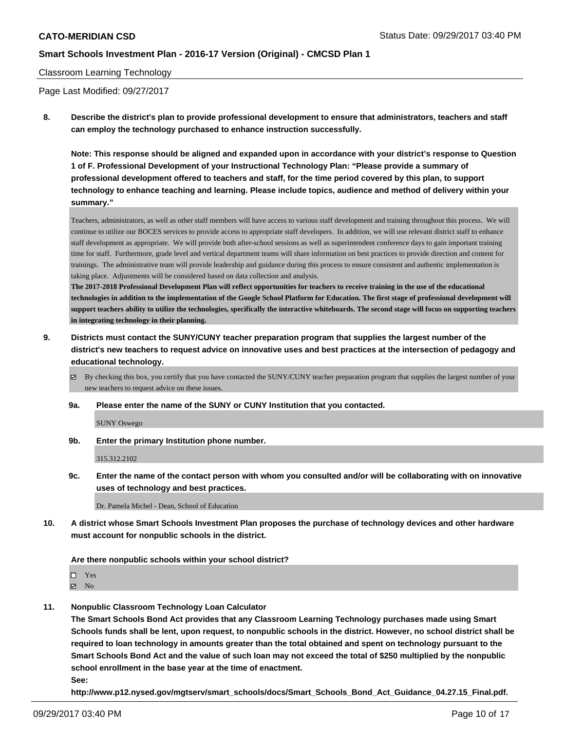Classroom Learning Technology

Page Last Modified: 09/27/2017

**8. Describe the district's plan to provide professional development to ensure that administrators, teachers and staff can employ the technology purchased to enhance instruction successfully.**

**Note: This response should be aligned and expanded upon in accordance with your district's response to Question 1 of F. Professional Development of your Instructional Technology Plan: "Please provide a summary of professional development offered to teachers and staff, for the time period covered by this plan, to support technology to enhance teaching and learning. Please include topics, audience and method of delivery within your summary."**

Teachers, administrators, as well as other staff members will have access to various staff development and training throughout this process. We will continue to utilize our BOCES services to provide access to appropriate staff developers. In addition, we will use relevant district staff to enhance staff development as appropriate. We will provide both after-school sessions as well as superintendent conference days to gain important training time for staff. Furthermore, grade level and vertical department teams will share information on best practices to provide direction and content for trainings. The administrative team will provide leadership and guidance during this process to ensure consistent and authentic implementation is taking place. Adjustments will be considered based on data collection and analysis.

**The 2017-2018 Professional Development Plan will reflect opportunities for teachers to receive training in the use of the educational technologies in addition to the implementation of the Google School Platform for Education. The first stage of professional development will support teachers ability to utilize the technologies, specifically the interactive whiteboards. The second stage will focus on supporting teachers in integrating technology in their planning.**

**9. Districts must contact the SUNY/CUNY teacher preparation program that supplies the largest number of the district's new teachers to request advice on innovative uses and best practices at the intersection of pedagogy and educational technology.**

☑ By checking this box, you certify that you have contacted the SUNY/CUNY teacher preparation program that supplies the largest number of your new teachers to request advice on these issues.

**9a. Please enter the name of the SUNY or CUNY Institution that you contacted.**

SUNY Oswego

**9b. Enter the primary Institution phone number.**

315.312.2102

**9c. Enter the name of the contact person with whom you consulted and/or will be collaborating with on innovative uses of technology and best practices.**

Dr. Pamela Michel - Dean, School of Education

**10. A district whose Smart Schools Investment Plan proposes the purchase of technology devices and other hardware must account for nonpublic schools in the district.**

**Are there nonpublic schools within your school district?**

☐ Yes
☑ No

**11. Nonpublic Classroom Technology Loan Calculator**

**The Smart Schools Bond Act provides that any Classroom Learning Technology purchases made using Smart Schools funds shall be lent, upon request, to nonpublic schools in the district. However, no school district shall be required to loan technology in amounts greater than the total obtained and spent on technology pursuant to the Smart Schools Bond Act and the value of such loan may not exceed the total of $250 multiplied by the nonpublic school enrollment in the base year at the time of enactment.**

**See:**

**http://www.p12.nysed.gov/mgtserv/smart_schools/docs/Smart_Schools_Bond_Act_Guidance_04.27.15_Final.pdf.**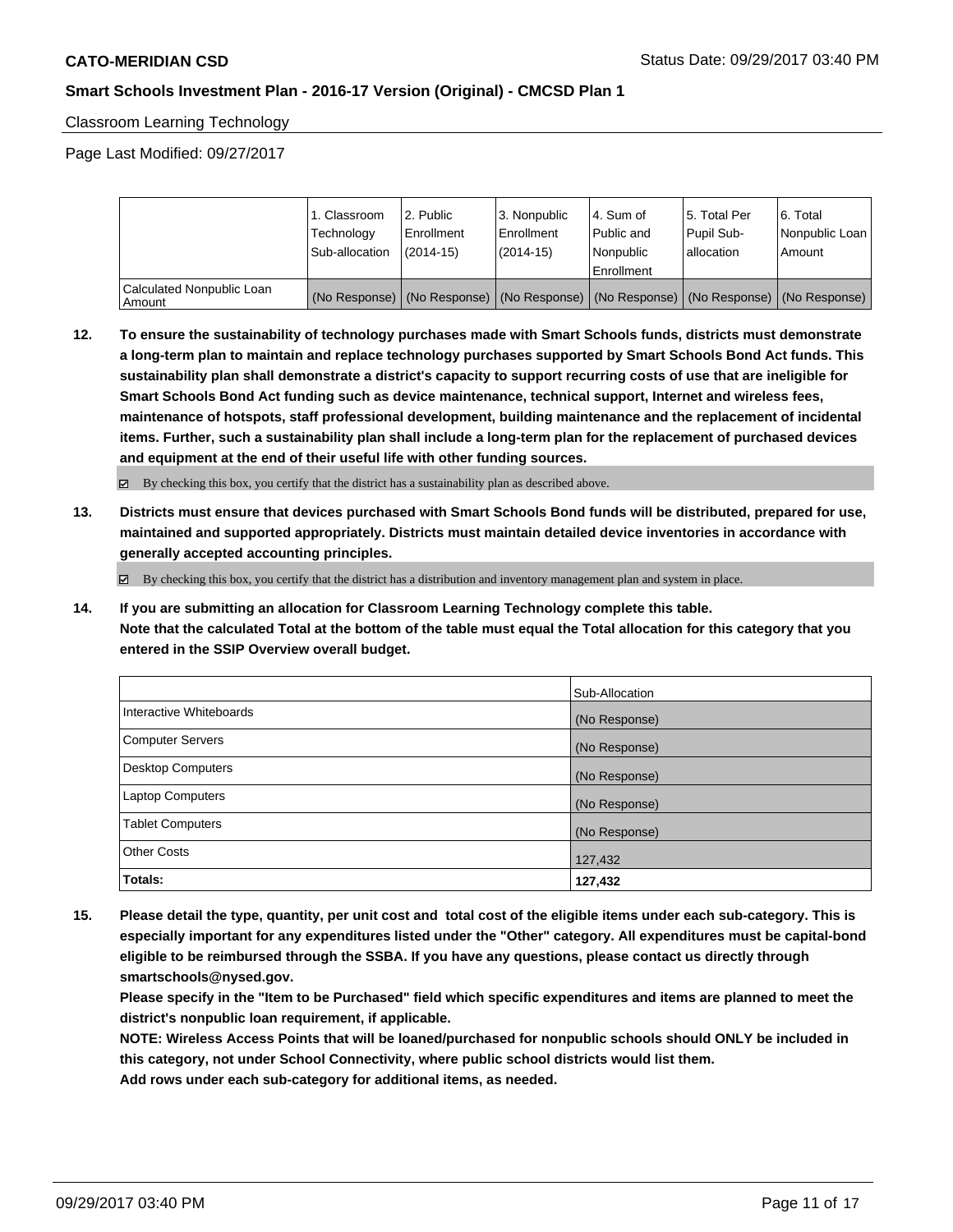Classroom Learning Technology

Page Last Modified: 09/27/2017

| | 1. Classroom Technology Sub-allocation | 2. Public Enrollment (2014-15) | 3. Nonpublic Enrollment (2014-15) | 4. Sum of Public and Nonpublic Enrollment | 5. Total Per Pupil Sub-allocation | 6. Total Nonpublic Loan Amount |
|---|---|---|---|---|---|---|
| Calculated Nonpublic Loan Amount | (No Response) | (No Response) | (No Response) | (No Response) | (No Response) | (No Response) |

**12. To ensure the sustainability of technology purchases made with Smart Schools funds, districts must demonstrate a long-term plan to maintain and replace technology purchases supported by Smart Schools Bond Act funds. This sustainability plan shall demonstrate a district's capacity to support recurring costs of use that are ineligible for Smart Schools Bond Act funding such as device maintenance, technical support, Internet and wireless fees, maintenance of hotspots, staff professional development, building maintenance and the replacement of incidental items. Further, such a sustainability plan shall include a long-term plan for the replacement of purchased devices and equipment at the end of their useful life with other funding sources.**

☑ By checking this box, you certify that the district has a sustainability plan as described above.

**13. Districts must ensure that devices purchased with Smart Schools Bond funds will be distributed, prepared for use, maintained and supported appropriately. Districts must maintain detailed device inventories in accordance with generally accepted accounting principles.**

☑ By checking this box, you certify that the district has a distribution and inventory management plan and system in place.

**14. If you are submitting an allocation for Classroom Learning Technology complete this table.**
**Note that the calculated Total at the bottom of the table must equal the Total allocation for this category that you entered in the SSIP Overview overall budget.**

| | Sub-Allocation |
|---|---|
| Interactive Whiteboards | (No Response) |
| Computer Servers | (No Response) |
| Desktop Computers | (No Response) |
| Laptop Computers | (No Response) |
| Tablet Computers | (No Response) |
| Other Costs | 127,432 |
| **Totals:** | **127,432** |

**15. Please detail the type, quantity, per unit cost and total cost of the eligible items under each sub-category. This is especially important for any expenditures listed under the "Other" category. All expenditures must be capital-bond eligible to be reimbursed through the SSBA. If you have any questions, please contact us directly through smartschools@nysed.gov.**
**Please specify in the "Item to be Purchased" field which specific expenditures and items are planned to meet the district's nonpublic loan requirement, if applicable.**
**NOTE: Wireless Access Points that will be loaned/purchased for nonpublic schools should ONLY be included in this category, not under School Connectivity, where public school districts would list them.**
**Add rows under each sub-category for additional items, as needed.**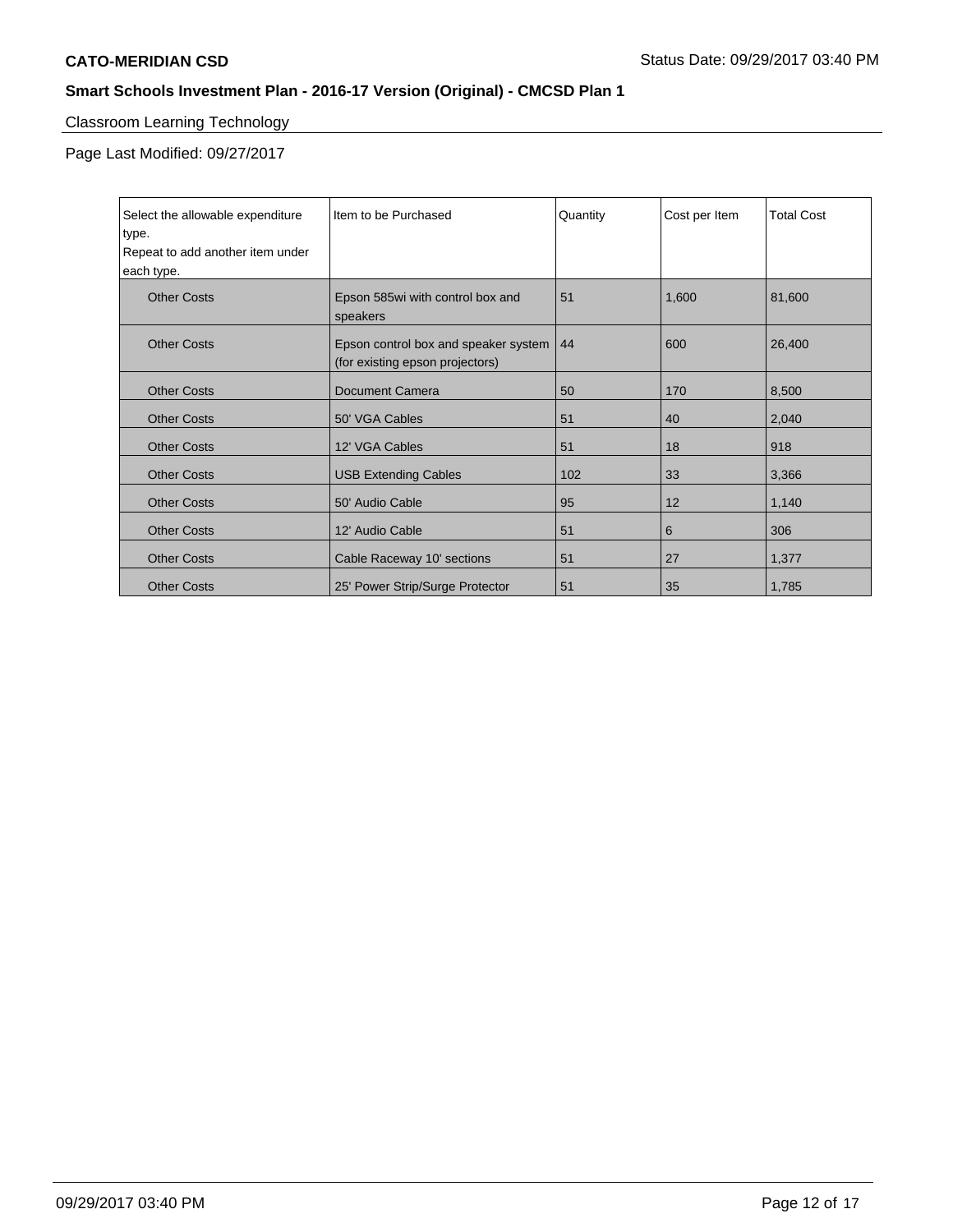Classroom Learning Technology

Page Last Modified: 09/27/2017

| Select the allowable expenditure type. Repeat to add another item under each type. | Item to be Purchased | Quantity | Cost per Item | Total Cost |
|---|---|---|---|---|
| Other Costs | Epson 585wi with control box and speakers | 51 | 1,600 | 81,600 |
| Other Costs | Epson control box and speaker system (for existing epson projectors) | 44 | 600 | 26,400 |
| Other Costs | Document Camera | 50 | 170 | 8,500 |
| Other Costs | 50' VGA Cables | 51 | 40 | 2,040 |
| Other Costs | 12' VGA Cables | 51 | 18 | 918 |
| Other Costs | USB Extending Cables | 102 | 33 | 3,366 |
| Other Costs | 50' Audio Cable | 95 | 12 | 1,140 |
| Other Costs | 12' Audio Cable | 51 | 6 | 306 |
| Other Costs | Cable Raceway 10' sections | 51 | 27 | 1,377 |
| Other Costs | 25' Power Strip/Surge Protector | 51 | 35 | 1,785 |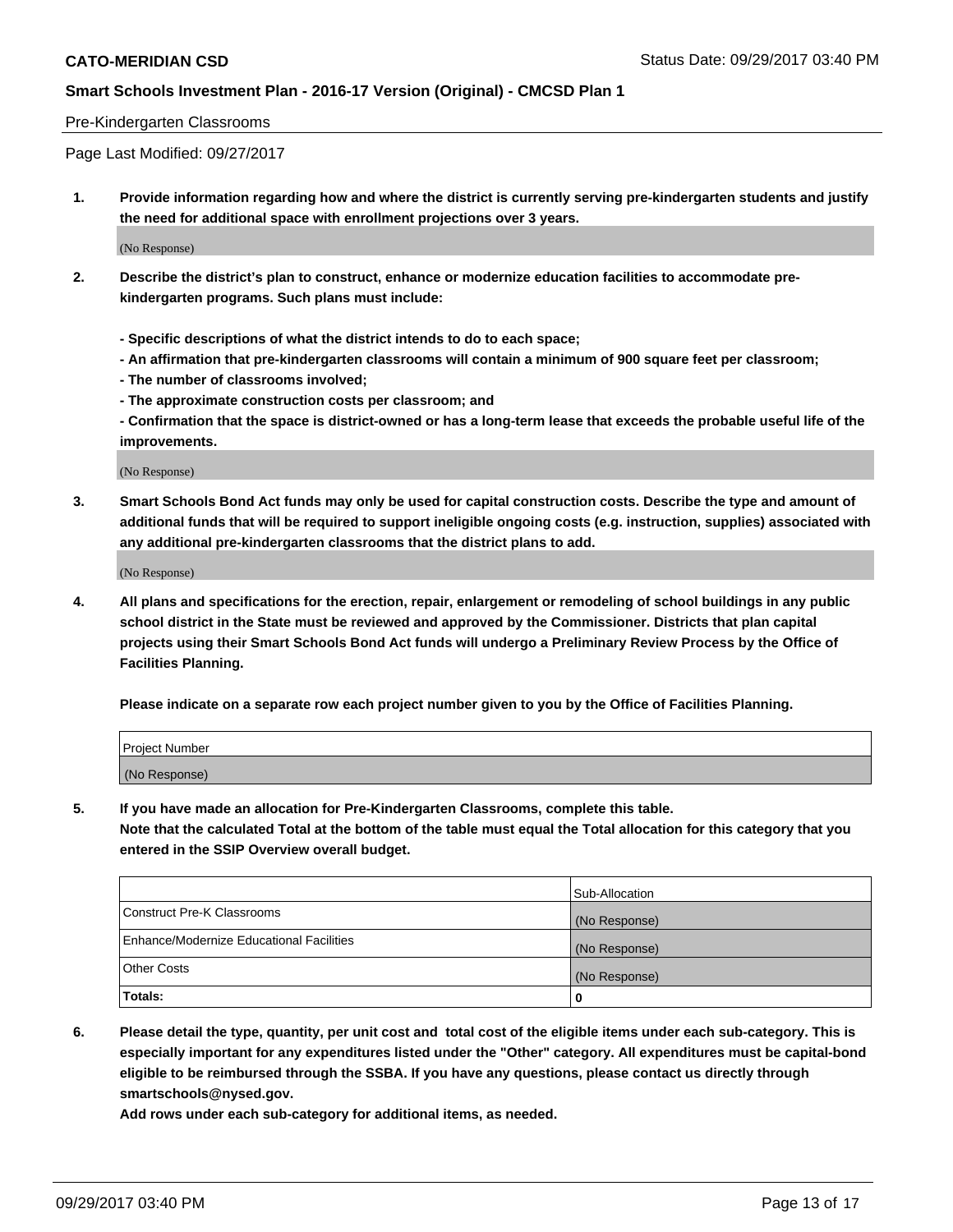Pre-Kindergarten Classrooms

Page Last Modified: 09/27/2017

1. **Provide information regarding how and where the district is currently serving pre-kindergarten students and justify the need for additional space with enrollment projections over 3 years.**

(No Response)

2. **Describe the district's plan to construct, enhance or modernize education facilities to accommodate pre-kindergarten programs. Such plans must include:**

   **- Specific descriptions of what the district intends to do to each space;**
   **- An affirmation that pre-kindergarten classrooms will contain a minimum of 900 square feet per classroom;**
   **- The number of classrooms involved;**
   **- The approximate construction costs per classroom; and**
   **- Confirmation that the space is district-owned or has a long-term lease that exceeds the probable useful life of the improvements.**

(No Response)

3. **Smart Schools Bond Act funds may only be used for capital construction costs. Describe the type and amount of additional funds that will be required to support ineligible ongoing costs (e.g. instruction, supplies) associated with any additional pre-kindergarten classrooms that the district plans to add.**

(No Response)

4. **All plans and specifications for the erection, repair, enlargement or remodeling of school buildings in any public school district in the State must be reviewed and approved by the Commissioner. Districts that plan capital projects using their Smart Schools Bond Act funds will undergo a Preliminary Review Process by the Office of Facilities Planning.**

   **Please indicate on a separate row each project number given to you by the Office of Facilities Planning.**

| Project Number |
| --- |
| (No Response) |

5. **If you have made an allocation for Pre-Kindergarten Classrooms, complete this table.**
   **Note that the calculated Total at the bottom of the table must equal the Total allocation for this category that you entered in the SSIP Overview overall budget.**

| | Sub-Allocation |
| --- | --- |
| Construct Pre-K Classrooms | (No Response) |
| Enhance/Modernize Educational Facilities | (No Response) |
| Other Costs | (No Response) |
| **Totals:** | **0** |

6. **Please detail the type, quantity, per unit cost and total cost of the eligible items under each sub-category. This is especially important for any expenditures listed under the "Other" category. All expenditures must be capital-bond eligible to be reimbursed through the SSBA. If you have any questions, please contact us directly through smartschools@nysed.gov.**

   **Add rows under each sub-category for additional items, as needed.**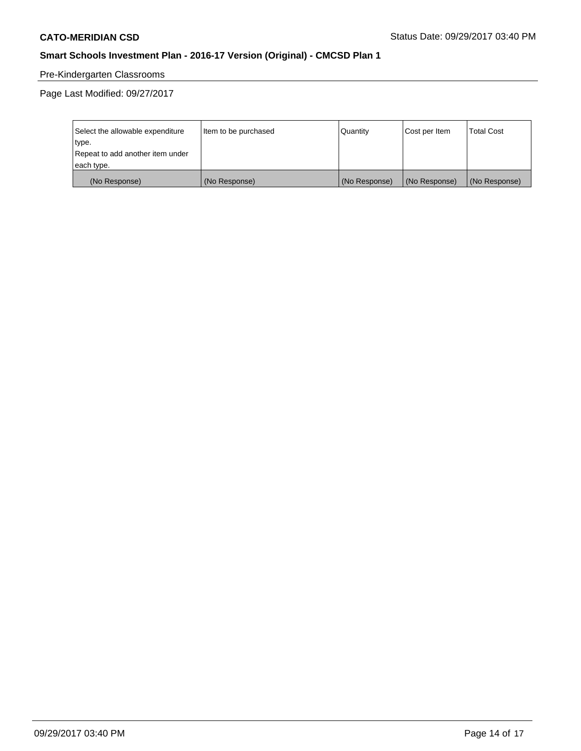Pre-Kindergarten Classrooms

Page Last Modified: 09/27/2017

| Select the allowable expenditure type.<br>Repeat to add another item under each type. | Item to be purchased | Quantity | Cost per Item | Total Cost |
|---|---|---|---|---|
| (No Response) | (No Response) | (No Response) | (No Response) | (No Response) |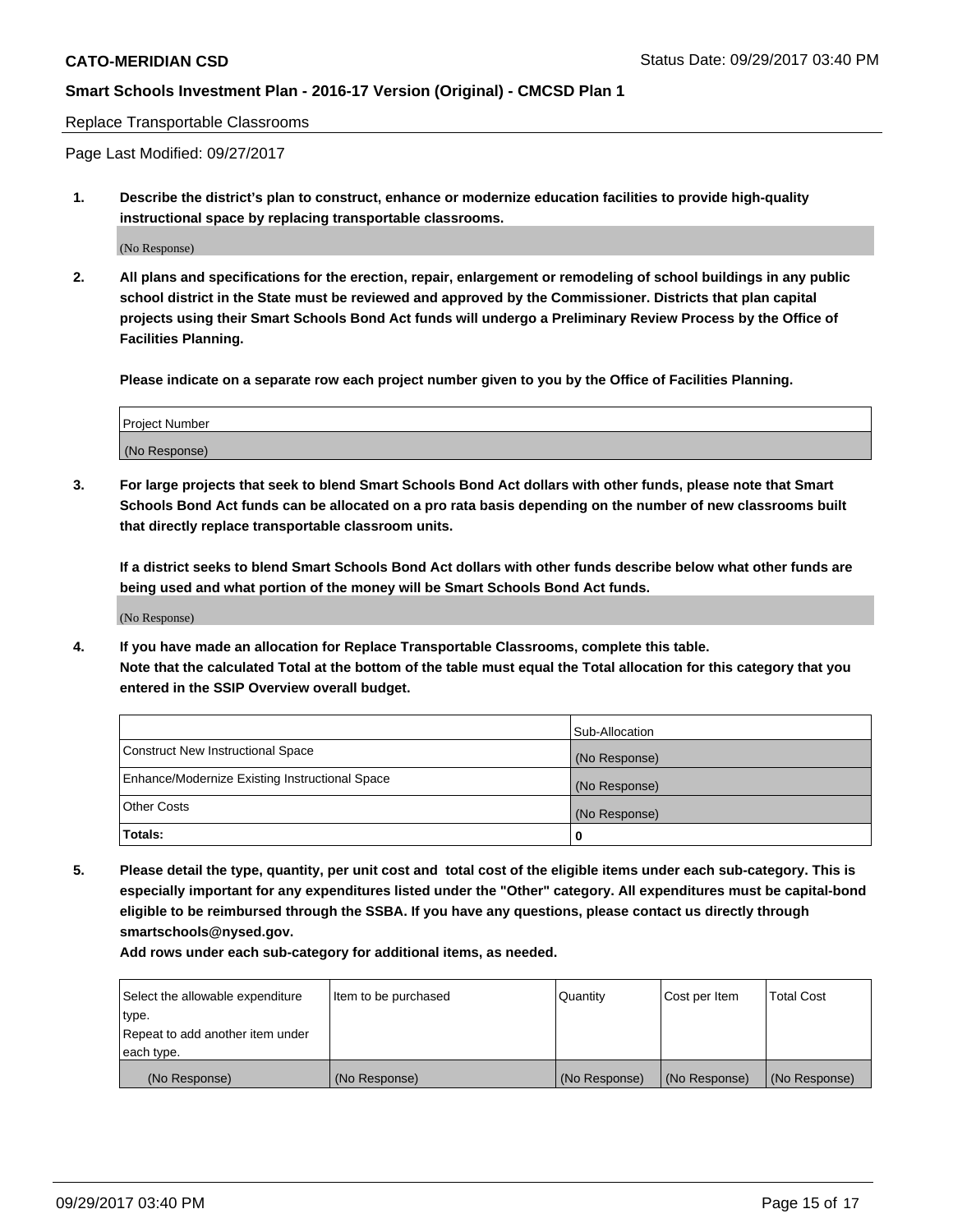Replace Transportable Classrooms

Page Last Modified: 09/27/2017

**1. Describe the district's plan to construct, enhance or modernize education facilities to provide high-quality instructional space by replacing transportable classrooms.**

(No Response)

**2. All plans and specifications for the erection, repair, enlargement or remodeling of school buildings in any public school district in the State must be reviewed and approved by the Commissioner. Districts that plan capital projects using their Smart Schools Bond Act funds will undergo a Preliminary Review Process by the Office of Facilities Planning.**

**Please indicate on a separate row each project number given to you by the Office of Facilities Planning.**

| Project Number |
| --- |
| (No Response) |

**3. For large projects that seek to blend Smart Schools Bond Act dollars with other funds, please note that Smart Schools Bond Act funds can be allocated on a pro rata basis depending on the number of new classrooms built that directly replace transportable classroom units.**

**If a district seeks to blend Smart Schools Bond Act dollars with other funds describe below what other funds are being used and what portion of the money will be Smart Schools Bond Act funds.**

(No Response)

**4. If you have made an allocation for Replace Transportable Classrooms, complete this table. Note that the calculated Total at the bottom of the table must equal the Total allocation for this category that you entered in the SSIP Overview overall budget.**

| | Sub-Allocation |
| --- | --- |
| Construct New Instructional Space | (No Response) |
| Enhance/Modernize Existing Instructional Space | (No Response) |
| Other Costs | (No Response) |
| **Totals:** | **0** |

**5. Please detail the type, quantity, per unit cost and total cost of the eligible items under each sub-category. This is especially important for any expenditures listed under the "Other" category. All expenditures must be capital-bond eligible to be reimbursed through the SSBA. If you have any questions, please contact us directly through smartschools@nysed.gov.**

**Add rows under each sub-category for additional items, as needed.**

| Select the allowable expenditure type. Repeat to add another item under each type. | Item to be purchased | Quantity | Cost per Item | Total Cost |
| --- | --- | --- | --- | --- |
| (No Response) | (No Response) | (No Response) | (No Response) | (No Response) |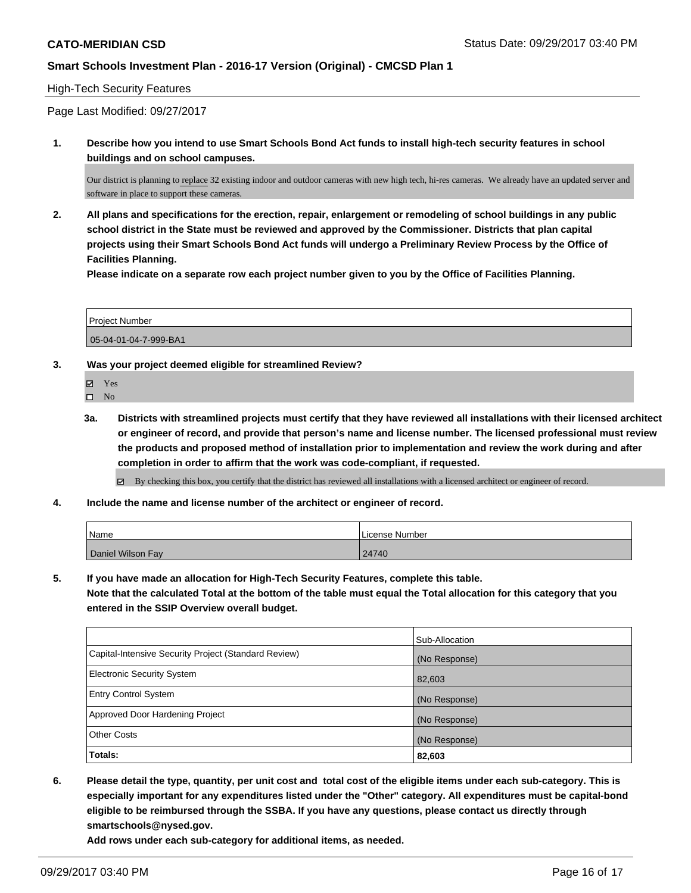**CATO-MERIDIAN CSD** Status Date: 09/29/2017 03:40 PM

**Smart Schools Investment Plan - 2016-17 Version (Original) - CMCSD Plan 1**

High-Tech Security Features

Page Last Modified: 09/27/2017

1. **Describe how you intend to use Smart Schools Bond Act funds to install high-tech security features in school buildings and on school campuses.**

   Our district is planning to replace 32 existing indoor and outdoor cameras with new high tech, hi-res cameras. We already have an updated server and software in place to support these cameras.

2. **All plans and specifications for the erection, repair, enlargement or remodeling of school buildings in any public school district in the State must be reviewed and approved by the Commissioner. Districts that plan capital projects using their Smart Schools Bond Act funds will undergo a Preliminary Review Process by the Office of Facilities Planning.**

   **Please indicate on a separate row each project number given to you by the Office of Facilities Planning.**

| Project Number |
| --- |
| 05-04-01-04-7-999-BA1 |

3. **Was your project deemed eligible for streamlined Review?**

   - ☑ Yes
   - ☐ No

   3a. **Districts with streamlined projects must certify that they have reviewed all installations with their licensed architect or engineer of record, and provide that person's name and license number. The licensed professional must review the products and proposed method of installation prior to implementation and review the work during and after completion in order to affirm that the work was code-compliant, if requested.**

   - ☑ By checking this box, you certify that the district has reviewed all installations with a licensed architect or engineer of record.

4. **Include the name and license number of the architect or engineer of record.**

| Name | License Number |
| --- | --- |
| Daniel Wilson Fay | 24740 |

5. **If you have made an allocation for High-Tech Security Features, complete this table.**
   **Note that the calculated Total at the bottom of the table must equal the Total allocation for this category that you entered in the SSIP Overview overall budget.**

| | Sub-Allocation |
| --- | --- |
| Capital-Intensive Security Project (Standard Review) | (No Response) |
| Electronic Security System | 82,603 |
| Entry Control System | (No Response) |
| Approved Door Hardening Project | (No Response) |
| Other Costs | (No Response) |
| **Totals:** | **82,603** |

6. **Please detail the type, quantity, per unit cost and total cost of the eligible items under each sub-category. This is especially important for any expenditures listed under the "Other" category. All expenditures must be capital-bond eligible to be reimbursed through the SSBA. If you have any questions, please contact us directly through smartschools@nysed.gov.**
   **Add rows under each sub-category for additional items, as needed.**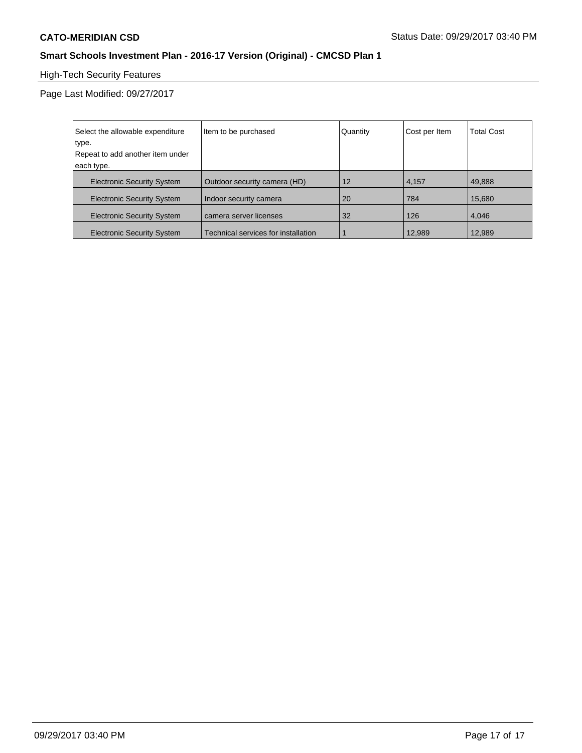## High-Tech Security Features

Page Last Modified: 09/27/2017

| Select the allowable expenditure type. Repeat to add another item under each type. | Item to be purchased | Quantity | Cost per Item | Total Cost |
|---|---|---|---|---|
| Electronic Security System | Outdoor security camera (HD) | 12 | 4,157 | 49,888 |
| Electronic Security System | Indoor security camera | 20 | 784 | 15,680 |
| Electronic Security System | camera server licenses | 32 | 126 | 4,046 |
| Electronic Security System | Technical services for installation | 1 | 12,989 | 12,989 |